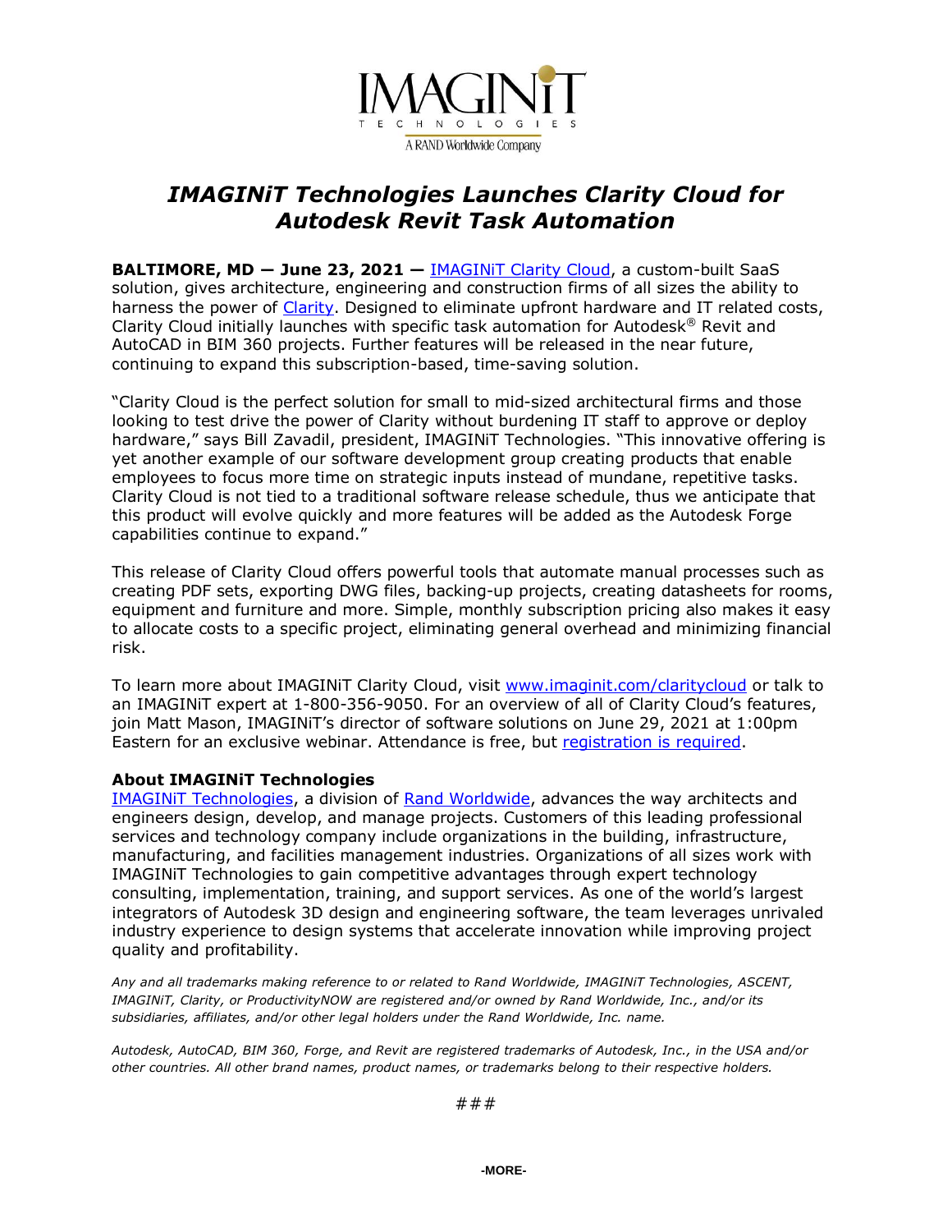# *IMAGINiT Technologies Launches Clarity Cloud for Autodesk Revit Task Automation*

**BALTIMORE, MD — June 23, 2021 —** IMAGINiT Clarity Cloud, a custom-built SaaS solution, gives architecture, engineering and construction firms of all sizes the ability to harness the power of Clarity. Designed to eliminate upfront hardware and IT related costs, Clarity Cloud initially launches with specific task automation for Autodesk® Revit and AutoCAD in BIM 360 projects. Further features will be released in the near future, continuing to expand this subscription-based, time-saving solution.

"Clarity Cloud is the perfect solution for small to mid-sized architectural firms and those looking to test drive the power of Clarity without burdening IT staff to approve or deploy hardware," says Bill Zavadil, president, IMAGINiT Technologies. "This innovative offering is yet another example of our software development group creating products that enable employees to focus more time on strategic inputs instead of mundane, repetitive tasks. Clarity Cloud is not tied to a traditional software release schedule, thus we anticipate that this product will evolve quickly and more features will be added as the Autodesk Forge capabilities continue to expand."

This release of Clarity Cloud offers powerful tools that automate manual processes such as creating PDF sets, exporting DWG files, backing-up projects, creating datasheets for rooms, equipment and furniture and more. Simple, monthly subscription pricing also makes it easy to allocate costs to a specific project, eliminating general overhead and minimizing financial risk.

To learn more about IMAGINiT Clarity Cloud, visit www.imaginit.com/claritycloud or talk to an IMAGINiT expert at 1-800-356-9050. For an overview of all of Clarity Cloud's features, join Matt Mason, IMAGINiT's director of software solutions on June 29, 2021 at 1:00pm Eastern for an exclusive webinar. Attendance is free, but registration is required.

**About IMAGINiT Technologies**

IMAGINiT Technologies, a division of Rand Worldwide, advances the way architects and engineers design, develop, and manage projects. Customers of this leading professional services and technology company include organizations in the building, infrastructure, manufacturing, and facilities management industries. Organizations of all sizes work with IMAGINiT Technologies to gain competitive advantages through expert technology consulting, implementation, training, and support services. As one of the world's largest integrators of Autodesk 3D design and engineering software, the team leverages unrivaled industry experience to design systems that accelerate innovation while improving project quality and profitability.

*Any and all trademarks making reference to or related to Rand Worldwide, IMAGINiT Technologies, ASCENT, IMAGINiT, Clarity, or ProductivityNOW are registered and/or owned by Rand Worldwide, Inc., and/or its subsidiaries, affiliates, and/or other legal holders under the Rand Worldwide, Inc. name.*

*Autodesk, AutoCAD, BIM 360, Forge, and Revit are registered trademarks of Autodesk, Inc., in the USA and/or other countries. All other brand names, product names, or trademarks belong to their respective holders.*

###

-MORE-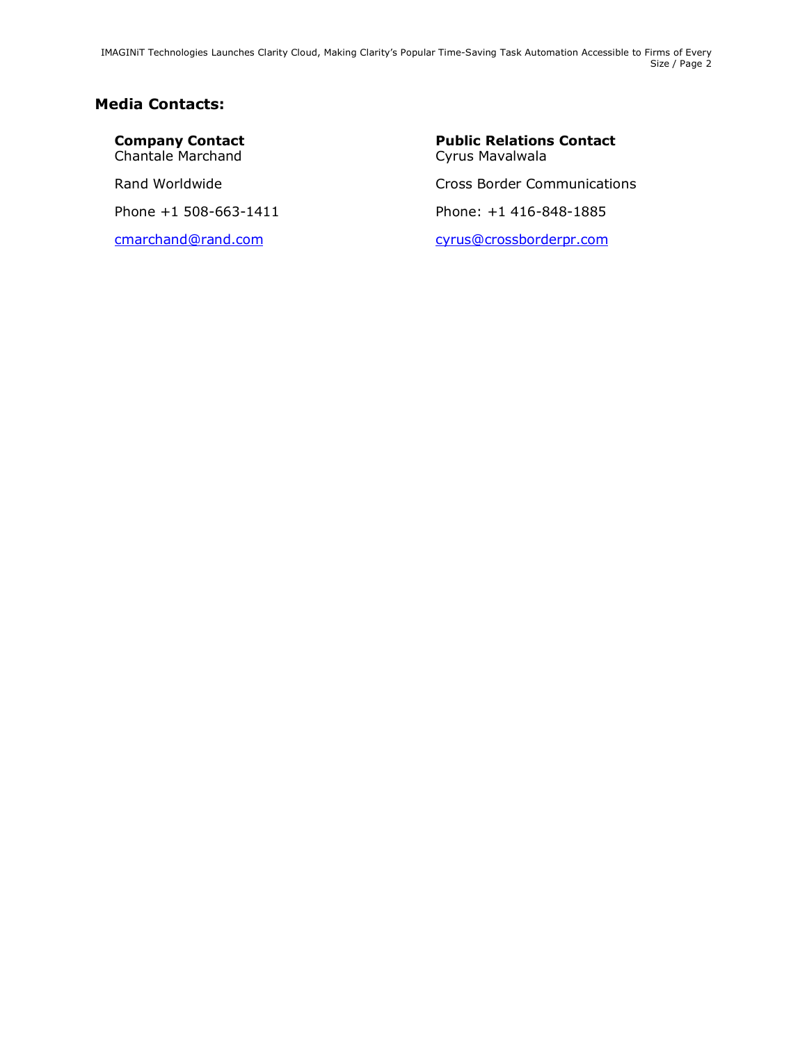## Media Contacts:

**Company Contact**
Chantale Marchand

Rand Worldwide

Phone +1 508-663-1411

cmarchand@rand.com

**Public Relations Contact**
Cyrus Mavalwala

Cross Border Communications

Phone: +1 416-848-1885

cyrus@crossborderpr.com